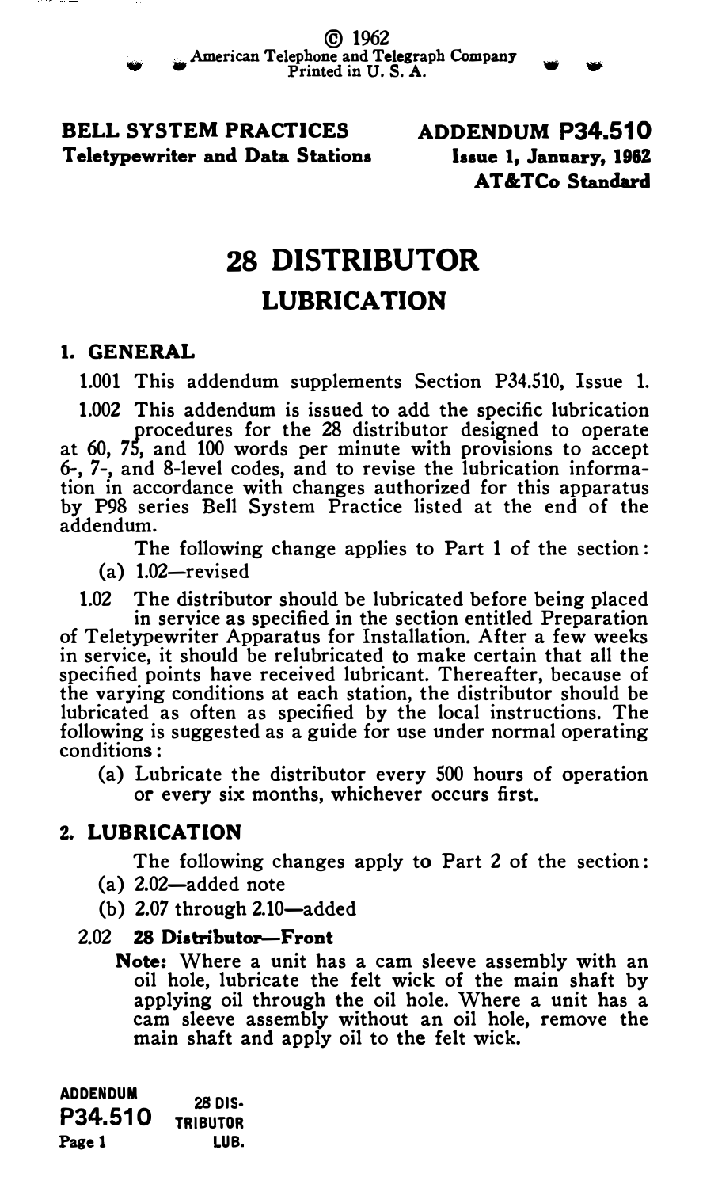© 1962
American Telephone and Telegraph Company
Printed in U. S. A.

**BELL SYSTEM PRACTICES**
**Teletypewriter and Data Stations**

**ADDENDUM P34.510**
**Issue 1, January, 1962**
**AT&TCo Standard**

# 28 DISTRIBUTOR
## LUBRICATION

### 1. GENERAL

1.001 This addendum supplements Section P34.510, Issue 1.

1.002 This addendum is issued to add the specific lubrication procedures for the 28 distributor designed to operate at 60, 75, and 100 words per minute with provisions to accept 6-, 7-, and 8-level codes, and to revise the lubrication information in accordance with changes authorized for this apparatus by P98 series Bell System Practice listed at the end of the addendum.

The following change applies to Part 1 of the section:

(a) 1.02—revised

1.02 The distributor should be lubricated before being placed in service as specified in the section entitled Preparation of Teletypewriter Apparatus for Installation. After a few weeks in service, it should be relubricated to make certain that all the specified points have received lubricant. Thereafter, because of the varying conditions at each station, the distributor should be lubricated as often as specified by the local instructions. The following is suggested as a guide for use under normal operating conditions:

(a) Lubricate the distributor every 500 hours of operation or every six months, whichever occurs first.

### 2. LUBRICATION

The following changes apply to Part 2 of the section:

(a) 2.02—added note

(b) 2.07 through 2.10—added

2.02 **28 Distributor—Front**

**Note:** Where a unit has a cam sleeve assembly with an oil hole, lubricate the felt wick of the main shaft by applying oil through the oil hole. Where a unit has a cam sleeve assembly without an oil hole, remove the main shaft and apply oil to the felt wick.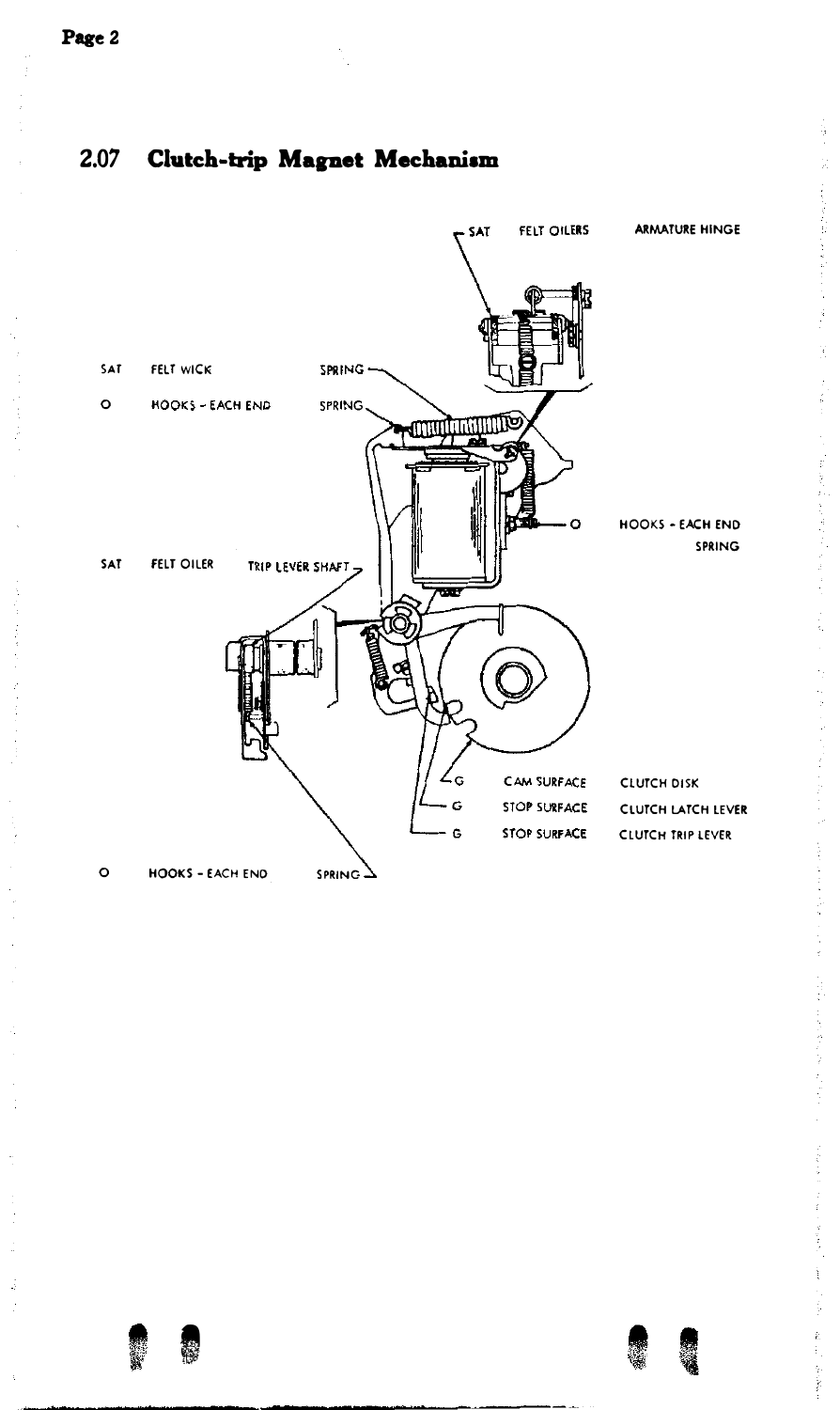## 2.07 Clutch-trip Magnet Mechanism

SAT FELT OILERS ARMATURE HINGE

SAT FELT WICK SPRING

O HOOKS - EACH END SPRING

O HOOKS - EACH END SPRING

SAT FELT OILER TRIP LEVER SHAFT

G CAM SURFACE CLUTCH DISK

G STOP SURFACE CLUTCH LATCH LEVER

G STOP SURFACE CLUTCH TRIP LEVER

O HOOKS - EACH END SPRING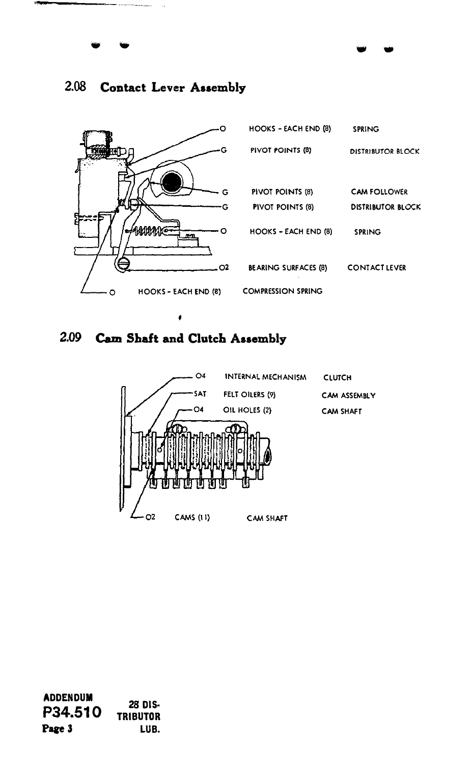## 2.08 Contact Lever Assembly

| Lubricant | Location | Part |
|---|---|---|
| O | HOOKS - EACH END (8) | SPRING |
| G | PIVOT POINTS (8) | DISTRIBUTOR BLOCK |
| G | PIVOT POINTS (8) | CAM FOLLOWER |
| G | PIVOT POINTS (8) | DISTRIBUTOR BLOCK |
| O | HOOKS - EACH END (8) | SPRING |
| O2 | BEARING SURFACES (8) | CONTACT LEVER |
| O | HOOKS - EACH END (8) | COMPRESSION SPRING |

## 2.09 Cam Shaft and Clutch Assembly

| Lubricant | Location | Part |
|---|---|---|
| O4 | INTERNAL MECHANISM | CLUTCH |
| SAT | FELT OILERS (9) | CAM ASSEMBLY |
| O4 | OIL HOLES (2) | CAM SHAFT |
| O2 | CAMS (11) | CAM SHAFT |

ADDENDUM
P34.510
Page 3
28 DISTRIBUTOR LUB.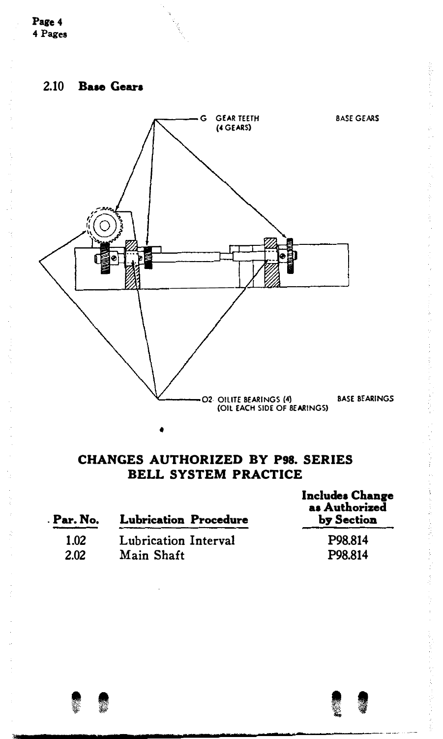### 2.10 Base Gears

G GEAR TEETH (4 GEARS) — BASE GEARS

O2 OILITE BEARINGS (4) (OIL EACH SIDE OF BEARINGS) — BASE BEARINGS

## CHANGES AUTHORIZED BY P98. SERIES BELL SYSTEM PRACTICE

| Par. No. | Lubrication Procedure | Includes Change as Authorized by Section |
|---|---|---|
| 1.02 | Lubrication Interval | P98.814 |
| 2.02 | Main Shaft | P98.814 |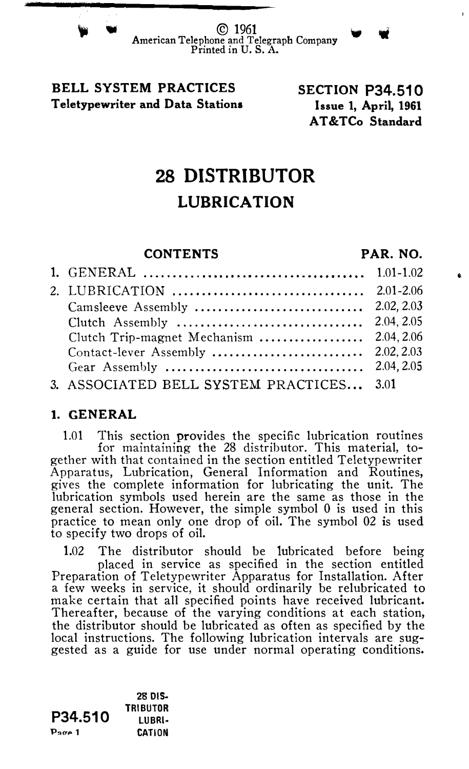© 1961
American Telephone and Telegraph Company
Printed in U. S. A.

**BELL SYSTEM PRACTICES**
**Teletypewriter and Data Stations**

**SECTION P34.510**
**Issue 1, April, 1961**
**AT&TCo Standard**

# 28 DISTRIBUTOR

## LUBRICATION

| CONTENTS | PAR. NO. |
|---|---|
| 1. GENERAL | 1.01-1.02 |
| 2. LUBRICATION | 2.01-2.06 |
| Camsleeve Assembly | 2.02, 2.03 |
| Clutch Assembly | 2.04, 2.05 |
| Clutch Trip-magnet Mechanism | 2.04, 2.06 |
| Contact-lever Assembly | 2.02, 2.03 |
| Gear Assembly | 2.04, 2.05 |
| 3. ASSOCIATED BELL SYSTEM PRACTICES... | 3.01 |

### 1. GENERAL

1.01 This section provides the specific lubrication routines for maintaining the 28 distributor. This material, together with that contained in the section entitled Teletypewriter Apparatus, Lubrication, General Information and Routines, gives the complete information for lubricating the unit. The lubrication symbols used herein are the same as those in the general section. However, the simple symbol 0 is used in this practice to mean only one drop of oil. The symbol 02 is used to specify two drops of oil.

1.02 The distributor should be lubricated before being placed in service as specified in the section entitled Preparation of Teletypewriter Apparatus for Installation. After a few weeks in service, it should ordinarily be relubricated to make certain that all specified points have received lubricant. Thereafter, because of the varying conditions at each station, the distributor should be lubricated as often as specified by the local instructions. The following lubrication intervals are suggested as a guide for use under normal operating conditions.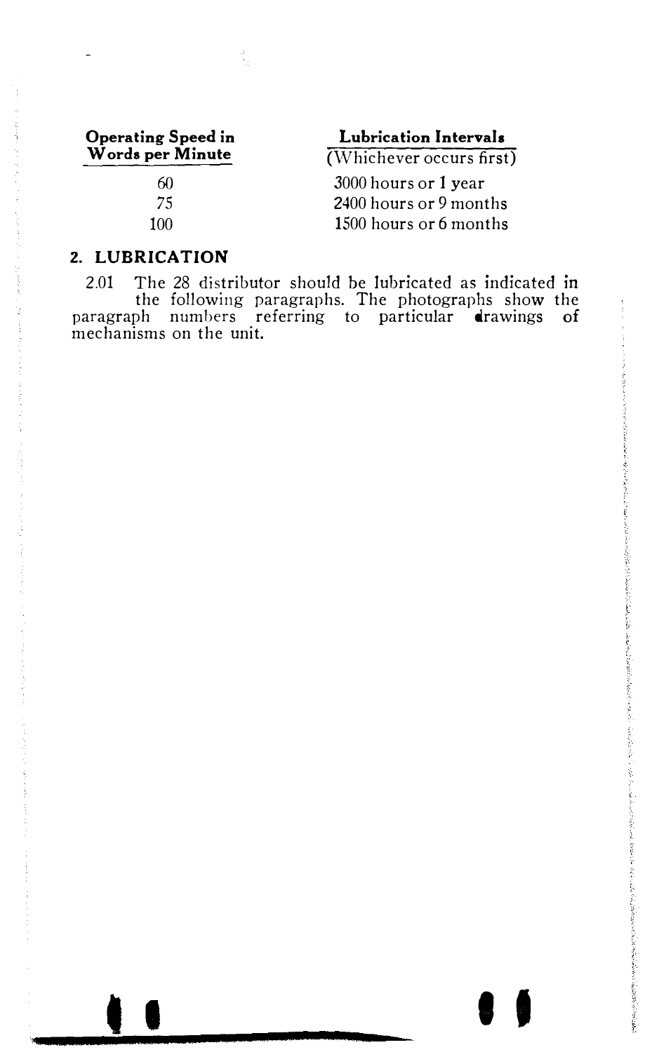| Operating Speed in Words per Minute | Lubrication Intervals (Whichever occurs first) |
|---|---|
| 60 | 3000 hours or 1 year |
| 75 | 2400 hours or 9 months |
| 100 | 1500 hours or 6 months |

## 2. LUBRICATION

2.01 The 28 distributor should be lubricated as indicated in the following paragraphs. The photographs show the paragraph numbers referring to particular drawings of mechanisms on the unit.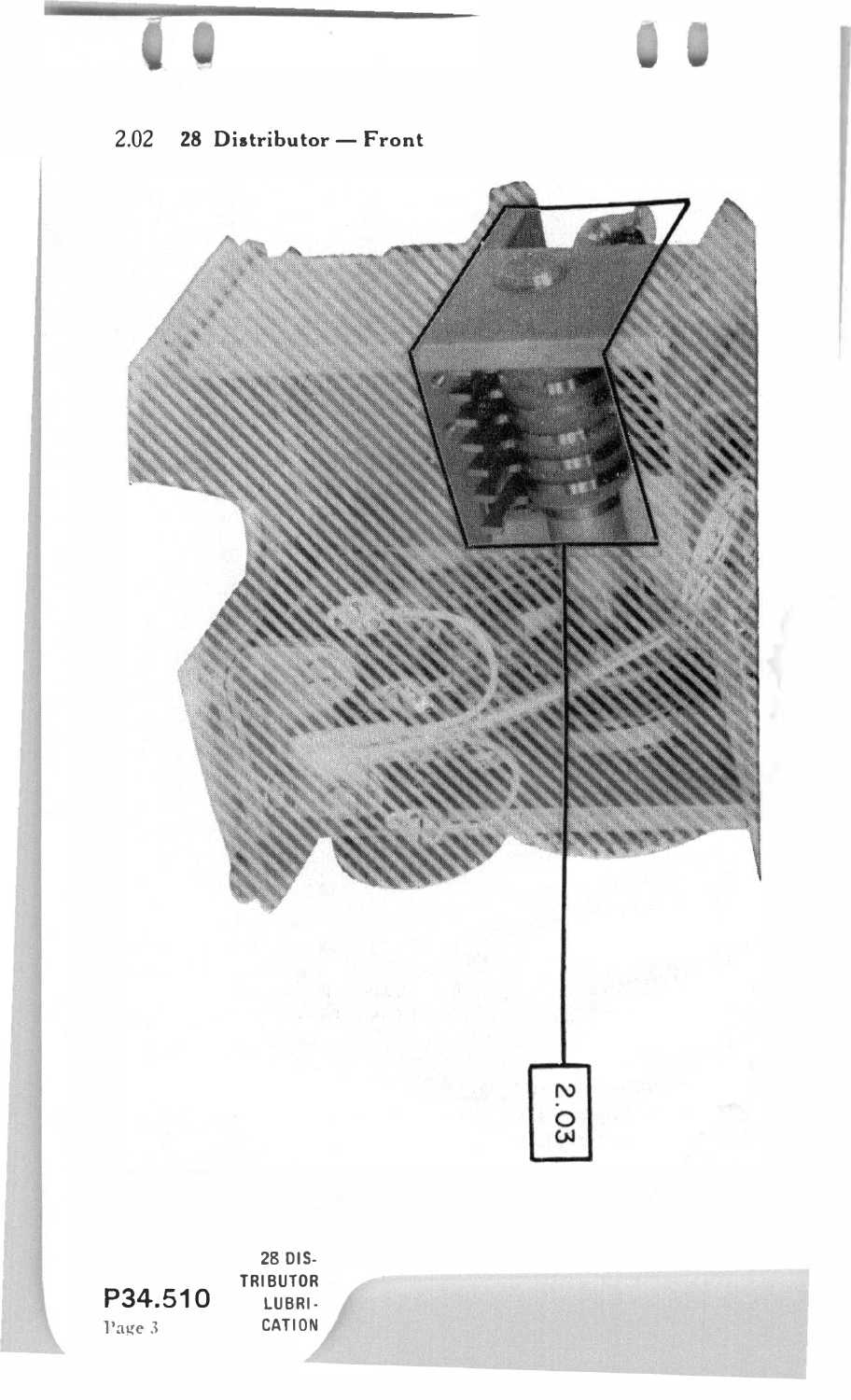2.02 **28 Distributor — Front**

2.03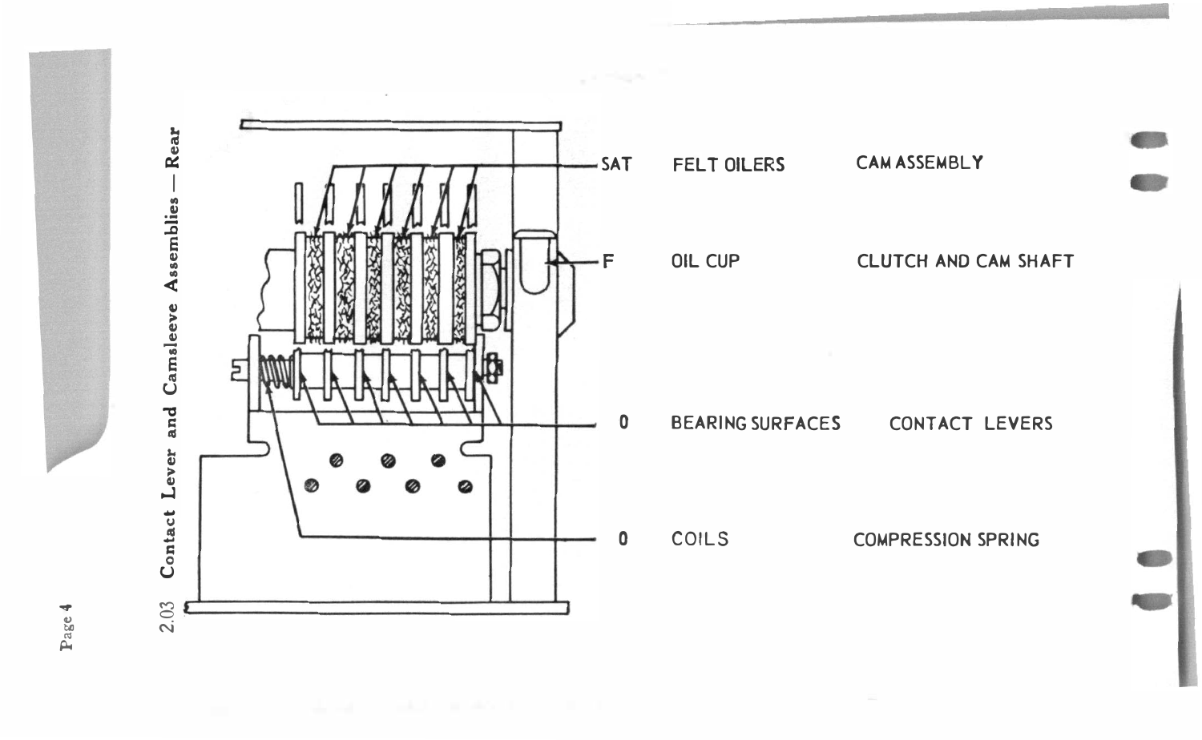## 2.03 Contact Lever and Camsleeve Assemblies — Rear

| | | |
|---|---|---|
| SAT | FELT OILERS | CAM ASSEMBLY |
| F | OIL CUP | CLUTCH AND CAM SHAFT |
| 0 | BEARING SURFACES | CONTACT LEVERS |
| 0 | COILS | COMPRESSION SPRING |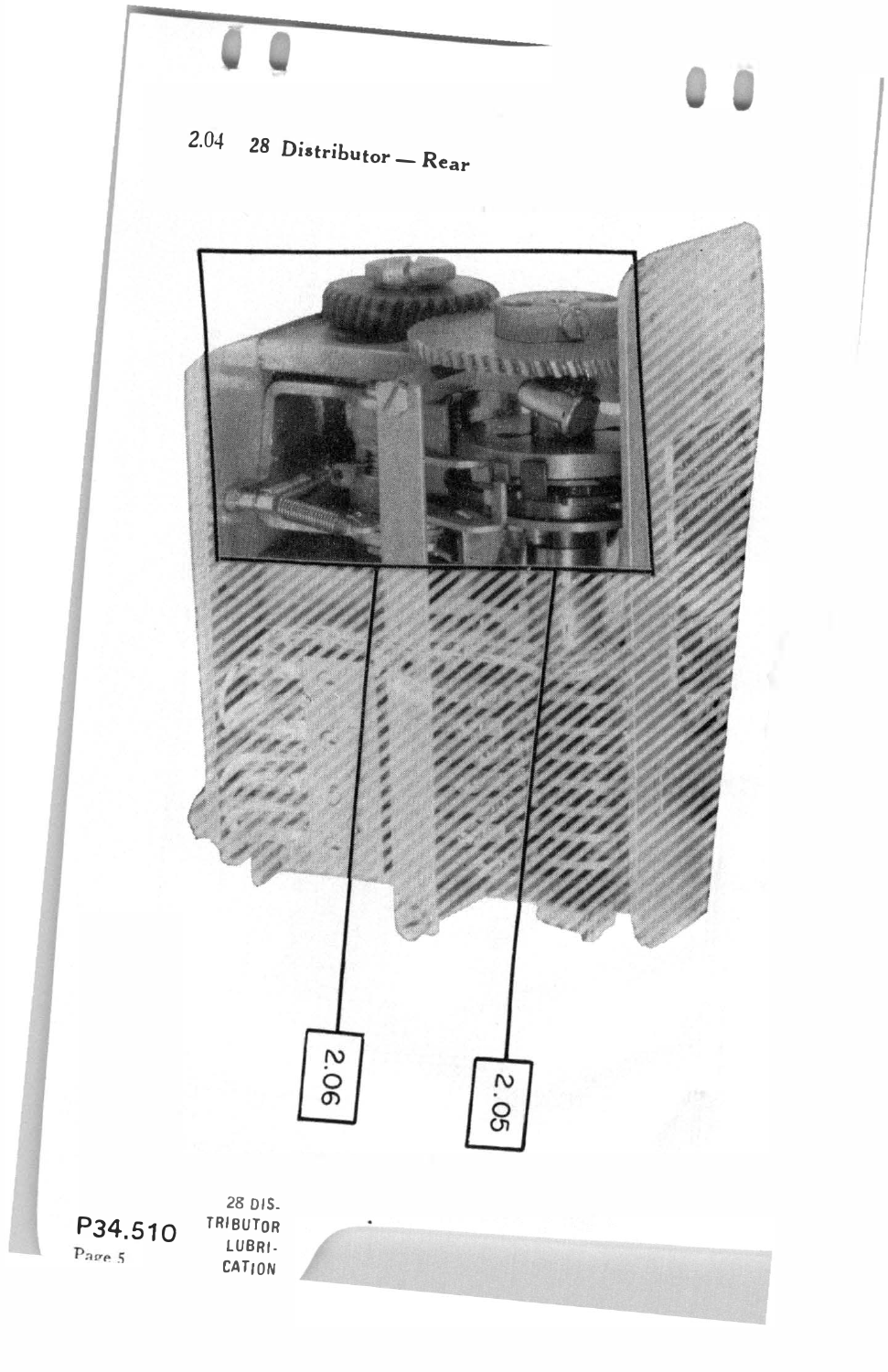2.04 28 Distributor — Rear

2.06

2.05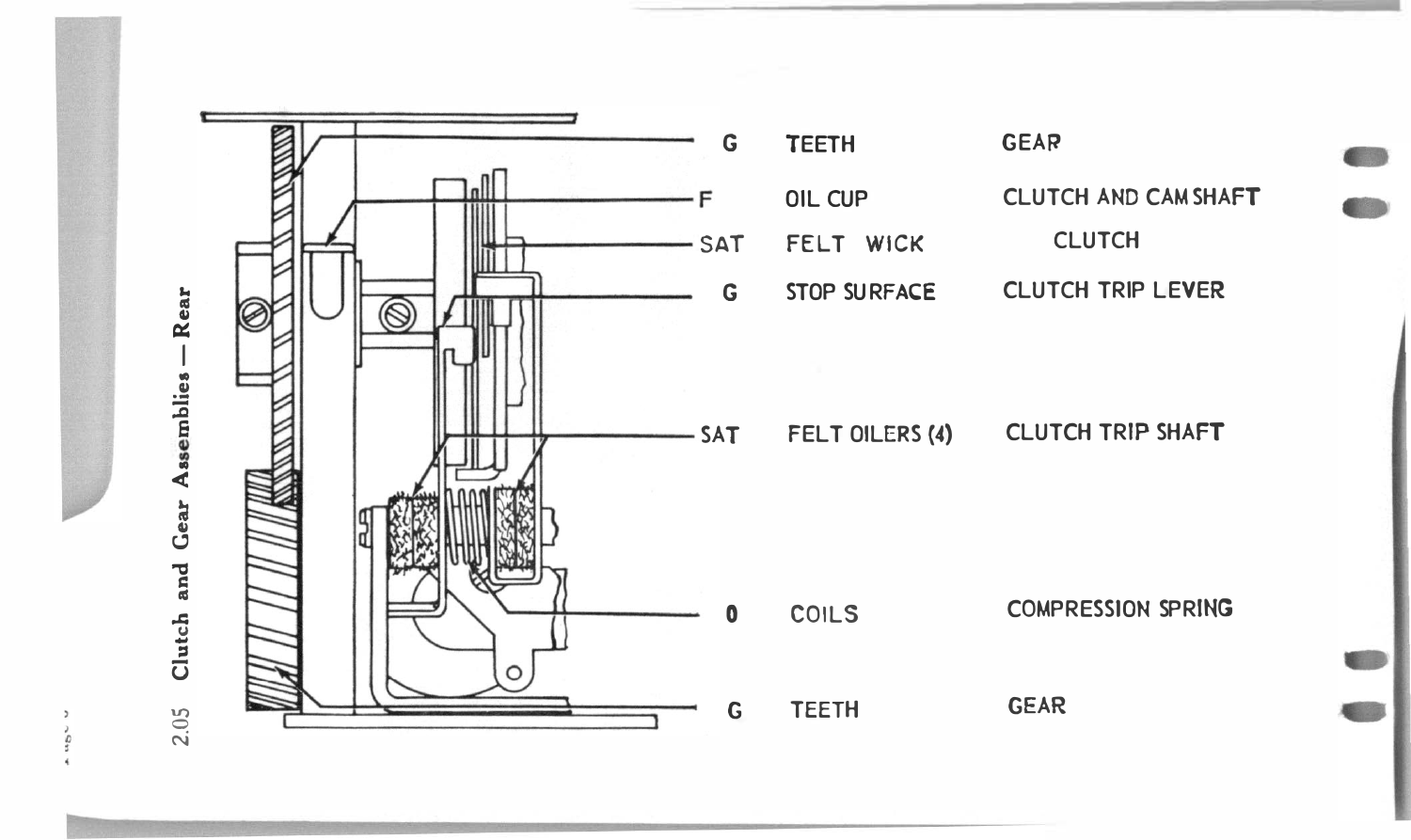## 2.05 Clutch and Gear Assemblies — Rear

| | | |
|---|---|---|
| G | TEETH | GEAR |
| F | OIL CUP | CLUTCH AND CAM SHAFT |
| SAT | FELT WICK | CLUTCH |
| G | STOP SURFACE | CLUTCH TRIP LEVER |
| SAT | FELT OILERS (4) | CLUTCH TRIP SHAFT |
| O | COILS | COMPRESSION SPRING |
| G | TEETH | GEAR |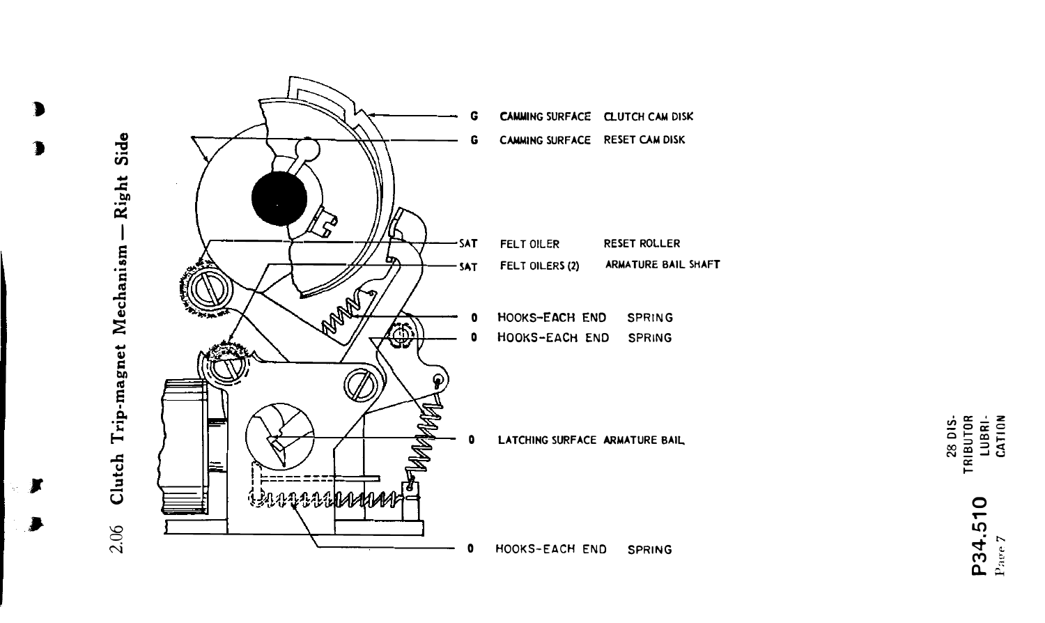## 2.06 Clutch Trip-magnet Mechanism — Right Side

G CAMMING SURFACE CLUTCH CAM DISK

G CAMMING SURFACE RESET CAM DISK

SAT FELT OILER RESET ROLLER

SAT FELT OILERS (2) ARMATURE BAIL SHAFT

0 HOOKS-EACH END SPRING

0 HOOKS-EACH END SPRING

0 LATCHING SURFACE ARMATURE BAIL

0 HOOKS-EACH END SPRING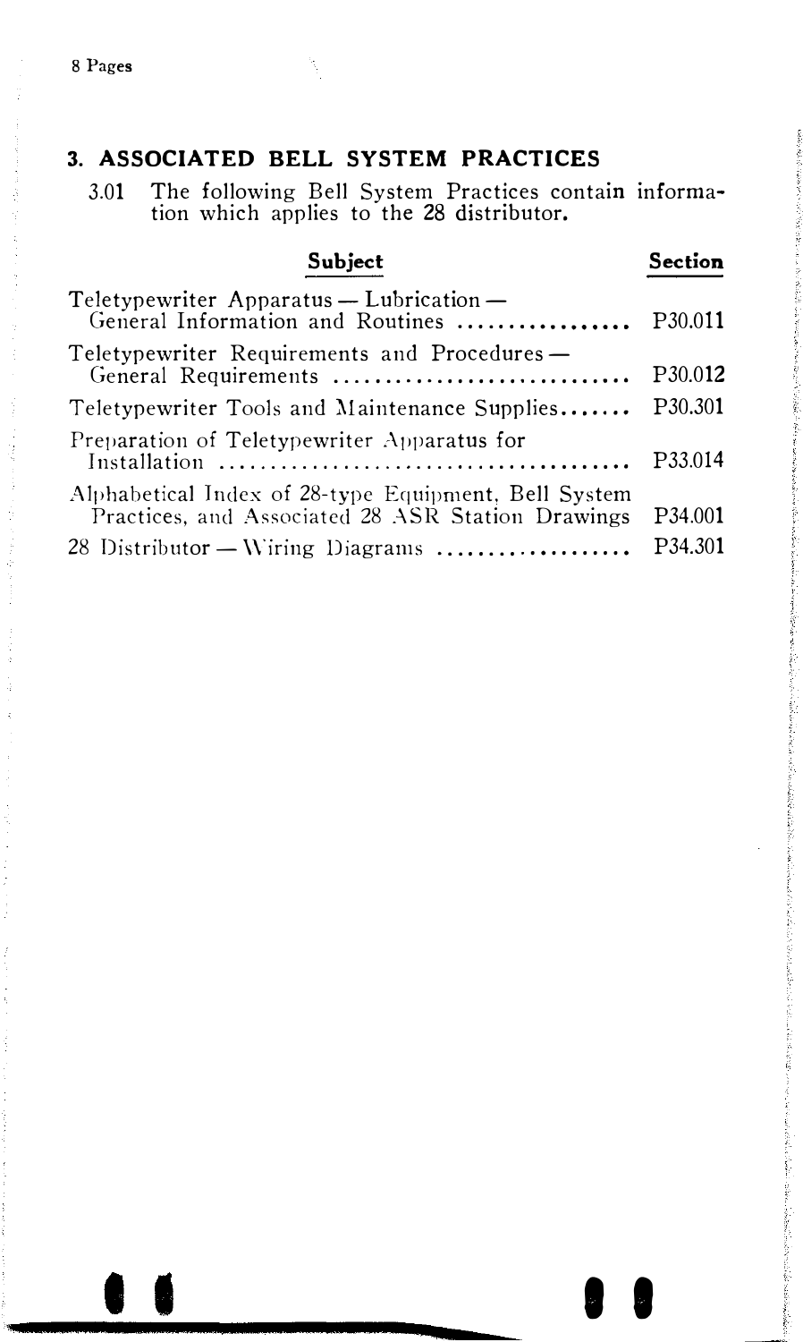## 3. ASSOCIATED BELL SYSTEM PRACTICES

3.01 The following Bell System Practices contain information which applies to the 28 distributor.

| Subject | Section |
|---|---|
| Teletypewriter Apparatus — Lubrication — General Information and Routines | P30.011 |
| Teletypewriter Requirements and Procedures — General Requirements | P30.012 |
| Teletypewriter Tools and Maintenance Supplies | P30.301 |
| Preparation of Teletypewriter Apparatus for Installation | P33.014 |
| Alphabetical Index of 28-type Equipment, Bell System Practices, and Associated 28 ASR Station Drawings | P34.001 |
| 28 Distributor — Wiring Diagrams | P34.301 |